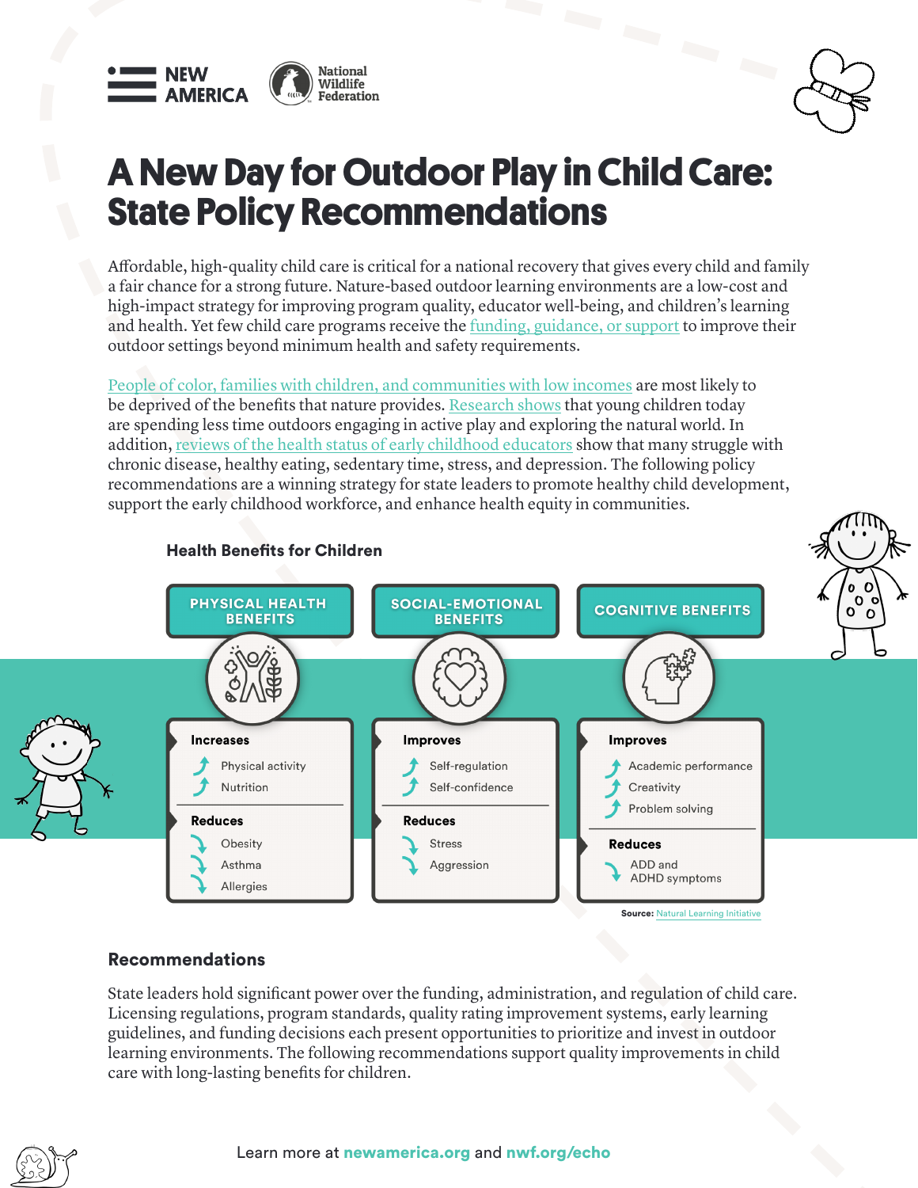NEW AMERICA

National Wildlife Federation

# A New Day for Outdoor Play in Child Care: State Policy Recommendations

Affordable, high-quality child care is critical for a national recovery that gives every child and family a fair chance for a strong future. Nature-based outdoor learning environments are a low-cost and high-impact strategy for improving program quality, educator well-being, and children's learning and health. Yet few child care programs receive the funding, guidance, or support to improve their outdoor settings beyond minimum health and safety requirements.

People of color, families with children, and communities with low incomes are most likely to be deprived of the benefits that nature provides. Research shows that young children today are spending less time outdoors engaging in active play and exploring the natural world. In addition, reviews of the health status of early childhood educators show that many struggle with chronic disease, healthy eating, sedentary time, stress, and depression. The following policy recommendations are a winning strategy for state leaders to promote healthy child development, support the early childhood workforce, and enhance health equity in communities.

### Health Benefits for Children

**PHYSICAL HEALTH BENEFITS**

**Increases**
- Physical activity
- Nutrition

**Reduces**
- Obesity
- Asthma
- Allergies

**SOCIAL-EMOTIONAL BENEFITS**

**Improves**
- Self-regulation
- Self-confidence

**Reduces**
- Stress
- Aggression

**COGNITIVE BENEFITS**

**Improves**
- Academic performance
- Creativity
- Problem solving

**Reduces**
- ADD and ADHD symptoms

**Source:** Natural Learning Initiative

## Recommendations

State leaders hold significant power over the funding, administration, and regulation of child care. Licensing regulations, program standards, quality rating improvement systems, early learning guidelines, and funding decisions each present opportunities to prioritize and invest in outdoor learning environments. The following recommendations support quality improvements in child care with long-lasting benefits for children.

Learn more at **newamerica.org** and **nwf.org/echo**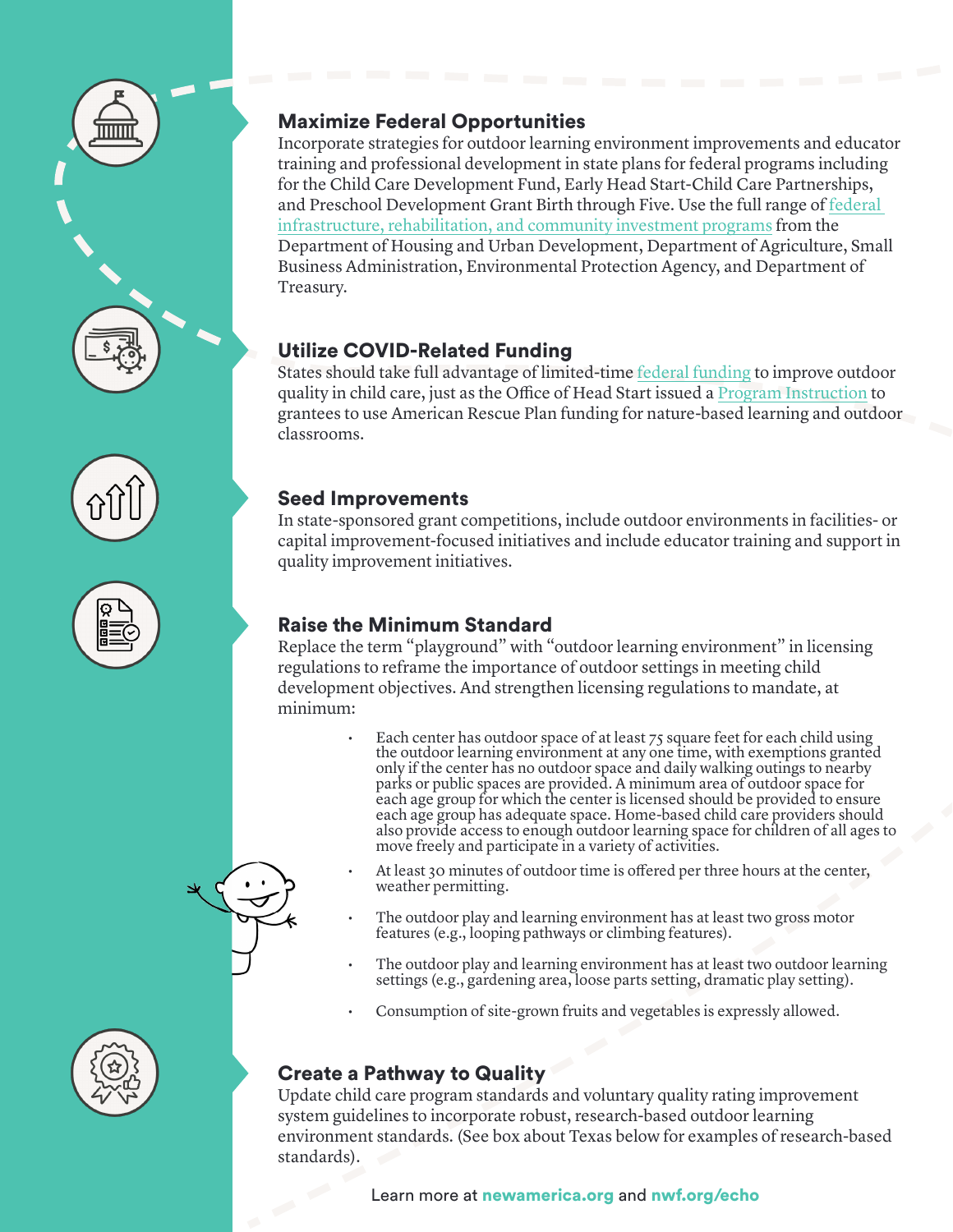## Maximize Federal Opportunities

Incorporate strategies for outdoor learning environment improvements and educator training and professional development in state plans for federal programs including for the Child Care Development Fund, Early Head Start-Child Care Partnerships, and Preschool Development Grant Birth through Five. Use the full range of federal infrastructure, rehabilitation, and community investment programs from the Department of Housing and Urban Development, Department of Agriculture, Small Business Administration, Environmental Protection Agency, and Department of Treasury.

## Utilize COVID-Related Funding

States should take full advantage of limited-time federal funding to improve outdoor quality in child care, just as the Office of Head Start issued a Program Instruction to grantees to use American Rescue Plan funding for nature-based learning and outdoor classrooms.

## Seed Improvements

In state-sponsored grant competitions, include outdoor environments in facilities- or capital improvement-focused initiatives and include educator training and support in quality improvement initiatives.

## Raise the Minimum Standard

Replace the term "playground" with "outdoor learning environment" in licensing regulations to reframe the importance of outdoor settings in meeting child development objectives. And strengthen licensing regulations to mandate, at minimum:

- Each center has outdoor space of at least 75 square feet for each child using the outdoor learning environment at any one time, with exemptions granted only if the center has no outdoor space and daily walking outings to nearby parks or public spaces are provided. A minimum area of outdoor space for each age group for which the center is licensed should be provided to ensure each age group has adequate space. Home-based child care providers should also provide access to enough outdoor learning space for children of all ages to move freely and participate in a variety of activities.
- At least 30 minutes of outdoor time is offered per three hours at the center, weather permitting.
- The outdoor play and learning environment has at least two gross motor features (e.g., looping pathways or climbing features).
- The outdoor play and learning environment has at least two outdoor learning settings (e.g., gardening area, loose parts setting, dramatic play setting).
- Consumption of site-grown fruits and vegetables is expressly allowed.

## Create a Pathway to Quality

Update child care program standards and voluntary quality rating improvement system guidelines to incorporate robust, research-based outdoor learning environment standards. (See box about Texas below for examples of research-based standards).

Learn more at **newamerica.org** and **nwf.org/echo**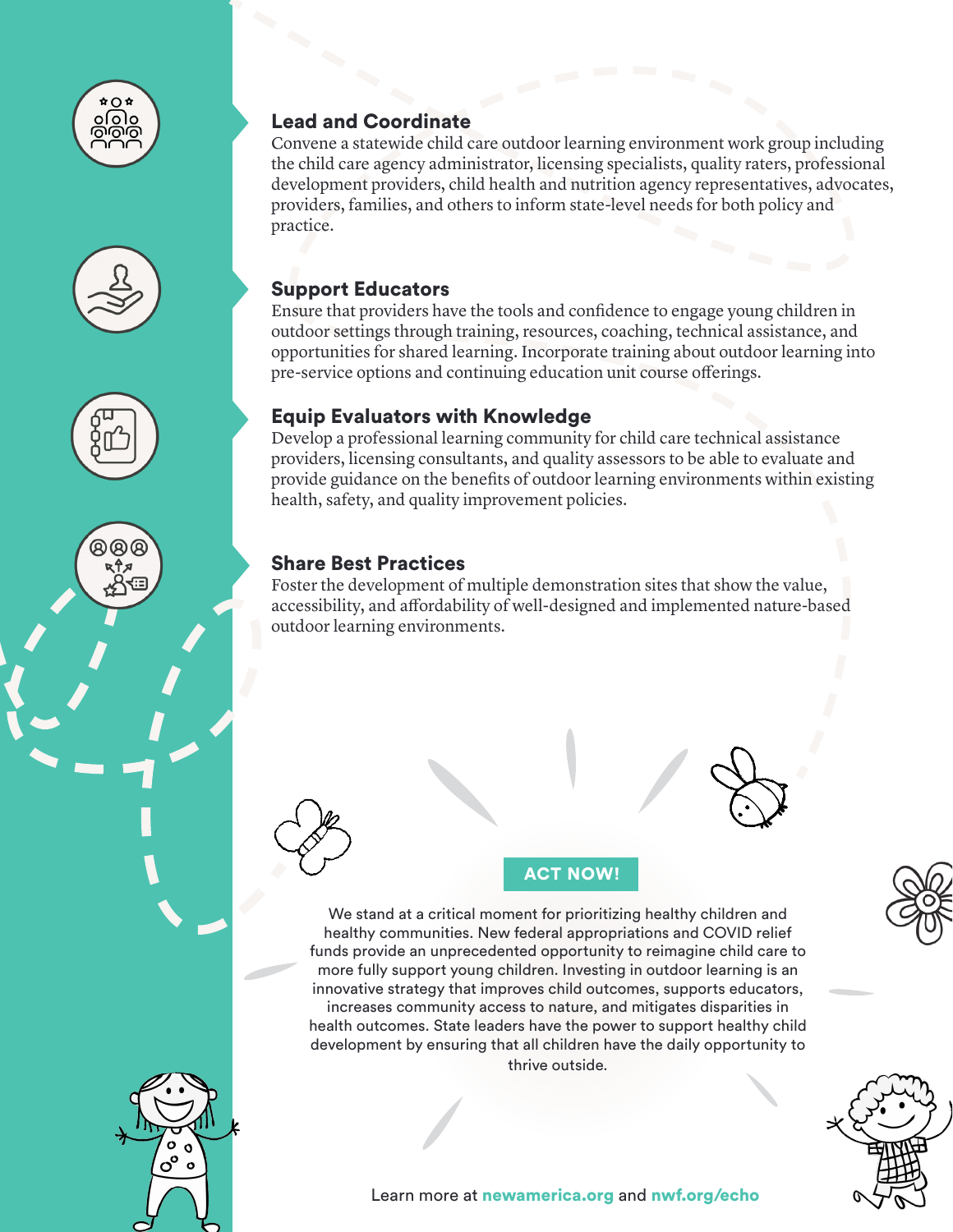## Lead and Coordinate

Convene a statewide child care outdoor learning environment work group including the child care agency administrator, licensing specialists, quality raters, professional development providers, child health and nutrition agency representatives, advocates, providers, families, and others to inform state-level needs for both policy and practice.

## Support Educators

Ensure that providers have the tools and confidence to engage young children in outdoor settings through training, resources, coaching, technical assistance, and opportunities for shared learning. Incorporate training about outdoor learning into pre-service options and continuing education unit course offerings.

## Equip Evaluators with Knowledge

Develop a professional learning community for child care technical assistance providers, licensing consultants, and quality assessors to be able to evaluate and provide guidance on the benefits of outdoor learning environments within existing health, safety, and quality improvement policies.

## Share Best Practices

Foster the development of multiple demonstration sites that show the value, accessibility, and affordability of well-designed and implemented nature-based outdoor learning environments.

## ACT NOW!

We stand at a critical moment for prioritizing healthy children and healthy communities. New federal appropriations and COVID relief funds provide an unprecedented opportunity to reimagine child care to more fully support young children. Investing in outdoor learning is an innovative strategy that improves child outcomes, supports educators, increases community access to nature, and mitigates disparities in health outcomes. State leaders have the power to support healthy child development by ensuring that all children have the daily opportunity to thrive outside.

Learn more at **newamerica.org** and **nwf.org/echo**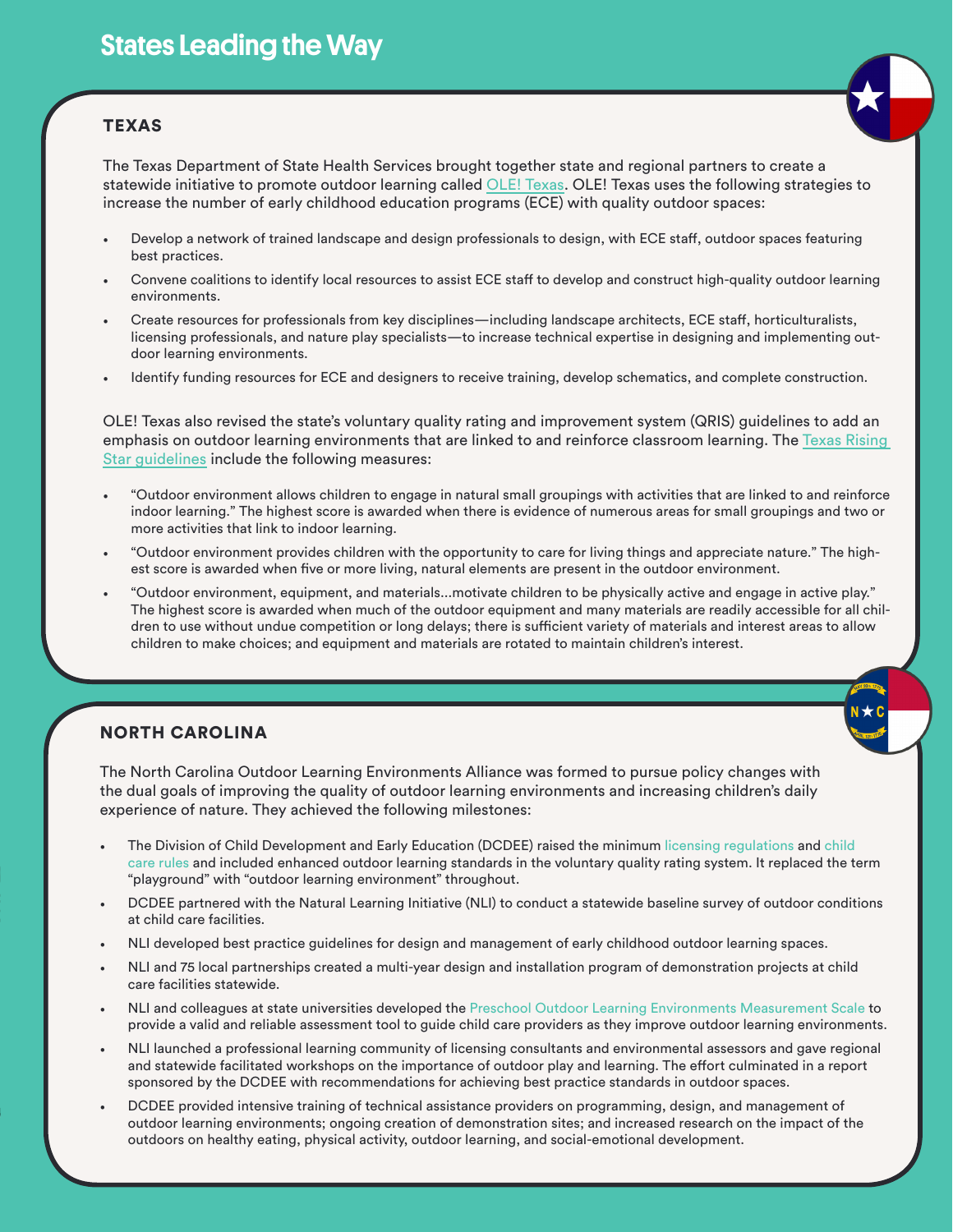# States Leading the Way

## TEXAS

The Texas Department of State Health Services brought together state and regional partners to create a statewide initiative to promote outdoor learning called OLE! Texas. OLE! Texas uses the following strategies to increase the number of early childhood education programs (ECE) with quality outdoor spaces:

- Develop a network of trained landscape and design professionals to design, with ECE staff, outdoor spaces featuring best practices.
- Convene coalitions to identify local resources to assist ECE staff to develop and construct high-quality outdoor learning environments.
- Create resources for professionals from key disciplines—including landscape architects, ECE staff, horticulturalists, licensing professionals, and nature play specialists—to increase technical expertise in designing and implementing outdoor learning environments.
- Identify funding resources for ECE and designers to receive training, develop schematics, and complete construction.

OLE! Texas also revised the state's voluntary quality rating and improvement system (QRIS) guidelines to add an emphasis on outdoor learning environments that are linked to and reinforce classroom learning. The Texas Rising Star guidelines include the following measures:

- "Outdoor environment allows children to engage in natural small groupings with activities that are linked to and reinforce indoor learning." The highest score is awarded when there is evidence of numerous areas for small groupings and two or more activities that link to indoor learning.
- "Outdoor environment provides children with the opportunity to care for living things and appreciate nature." The highest score is awarded when five or more living, natural elements are present in the outdoor environment.
- "Outdoor environment, equipment, and materials…motivate children to be physically active and engage in active play." The highest score is awarded when much of the outdoor equipment and many materials are readily accessible for all children to use without undue competition or long delays; there is sufficient variety of materials and interest areas to allow children to make choices; and equipment and materials are rotated to maintain children's interest.

## NORTH CAROLINA

The North Carolina Outdoor Learning Environments Alliance was formed to pursue policy changes with the dual goals of improving the quality of outdoor learning environments and increasing children's daily experience of nature. They achieved the following milestones:

- The Division of Child Development and Early Education (DCDEE) raised the minimum licensing regulations and child care rules and included enhanced outdoor learning standards in the voluntary quality rating system. It replaced the term "playground" with "outdoor learning environment" throughout.
- DCDEE partnered with the Natural Learning Initiative (NLI) to conduct a statewide baseline survey of outdoor conditions at child care facilities.
- NLI developed best practice guidelines for design and management of early childhood outdoor learning spaces.
- NLI and 75 local partnerships created a multi-year design and installation program of demonstration projects at child care facilities statewide.
- NLI and colleagues at state universities developed the Preschool Outdoor Learning Environments Measurement Scale to provide a valid and reliable assessment tool to guide child care providers as they improve outdoor learning environments.
- NLI launched a professional learning community of licensing consultants and environmental assessors and gave regional and statewide facilitated workshops on the importance of outdoor play and learning. The effort culminated in a report sponsored by the DCDEE with recommendations for achieving best practice standards in outdoor spaces.
- DCDEE provided intensive training of technical assistance providers on programming, design, and management of outdoor learning environments; ongoing creation of demonstration sites; and increased research on the impact of the outdoors on healthy eating, physical activity, outdoor learning, and social-emotional development.